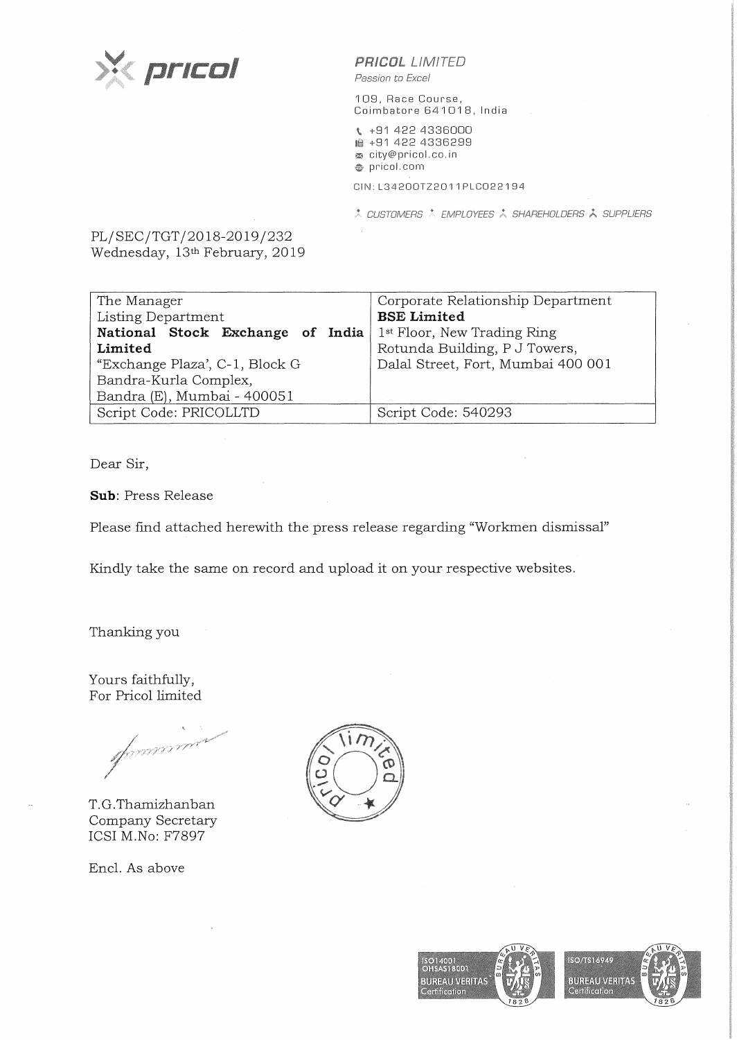**PRICOL** *LIMITED*

*Passion to Excel*

109, Race Course,
Coimbatore 641018, India

+91 422 4336000
+91 422 4336299
city@pricol.co.in
pricol.com

CIN: L34200TZ2011PLC022194

*CUSTOMERS EMPLOYEES SHAREHOLDERS SUPPLIERS*

PL/SEC/TGT/2018-2019/232
Wednesday, 13th February, 2019

| The Manager<br>Listing Department<br>**National Stock Exchange of India Limited**<br>"Exchange Plaza', C-1, Block G<br>Bandra-Kurla Complex,<br>Bandra (E), Mumbai - 400051 | Corporate Relationship Department<br>**BSE Limited**<br>1st Floor, New Trading Ring<br>Rotunda Building, P J Towers,<br>Dalal Street, Fort, Mumbai 400 001 |
|---|---|
| Script Code: PRICOLLTD | Script Code: 540293 |

Dear Sir,

**Sub**: Press Release

Please find attached herewith the press release regarding "Workmen dismissal"

Kindly take the same on record and upload it on your respective websites.

Thanking you

Yours faithfully,
For Pricol limited

T.G.Thamizhanban
Company Secretary
ICSI M.No: F7897

Encl. As above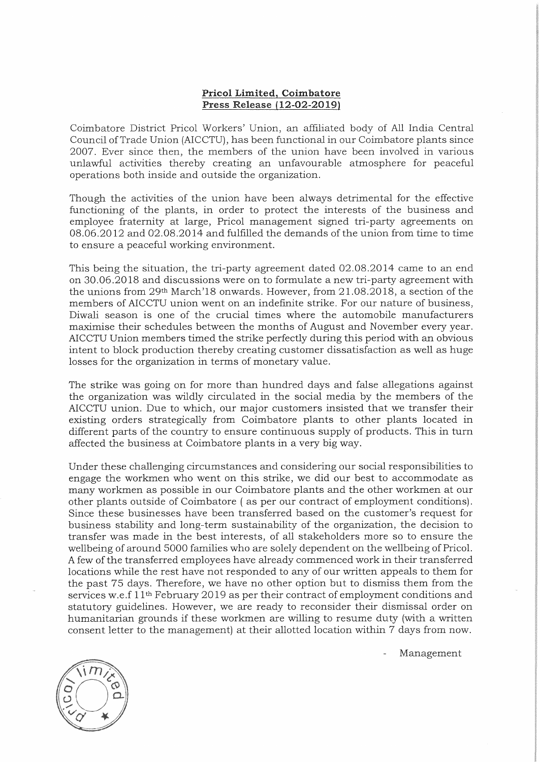**Pricol Limited, Coimbatore**
**Press Release (12-02-2019)**

Coimbatore District Pricol Workers' Union, an affiliated body of All India Central Council of Trade Union (AICCTU), has been functional in our Coimbatore plants since 2007. Ever since then, the members of the union have been involved in various unlawful activities thereby creating an unfavourable atmosphere for peaceful operations both inside and outside the organization.

Though the activities of the union have been always detrimental for the effective functioning of the plants, in order to protect the interests of the business and employee fraternity at large, Pricol management signed tri-party agreements on 08.06.2012 and 02.08.2014 and fulfilled the demands of the union from time to time to ensure a peaceful working environment.

This being the situation, the tri-party agreement dated 02.08.2014 came to an end on 30.06.2018 and discussions were on to formulate a new tri-party agreement with the unions from 29th March'18 onwards. However, from 21.08.2018, a section of the members of AICCTU union went on an indefinite strike. For our nature of business, Diwali season is one of the crucial times where the automobile manufacturers maximise their schedules between the months of August and November every year. AICCTU Union members timed the strike perfectly during this period with an obvious intent to block production thereby creating customer dissatisfaction as well as huge losses for the organization in terms of monetary value.

The strike was going on for more than hundred days and false allegations against the organization was wildly circulated in the social media by the members of the AICCTU union. Due to which, our major customers insisted that we transfer their existing orders strategically from Coimbatore plants to other plants located in different parts of the country to ensure continuous supply of products. This in turn affected the business at Coimbatore plants in a very big way.

Under these challenging circumstances and considering our social responsibilities to engage the workmen who went on this strike, we did our best to accommodate as many workmen as possible in our Coimbatore plants and the other workmen at our other plants outside of Coimbatore ( as per our contract of employment conditions). Since these businesses have been transferred based on the customer's request for business stability and long-term sustainability of the organization, the decision to transfer was made in the best interests, of all stakeholders more so to ensure the wellbeing of around 5000 families who are solely dependent on the wellbeing of Pricol. A few of the transferred employees have already commenced work in their transferred locations while the rest have not responded to any of our written appeals to them for the past 75 days. Therefore, we have no other option but to dismiss them from the services w.e.f 11th February 2019 as per their contract of employment conditions and statutory guidelines. However, we are ready to reconsider their dismissal order on humanitarian grounds if these workmen are willing to resume duty (with a written consent letter to the management) at their allotted location within 7 days from now.

\- Management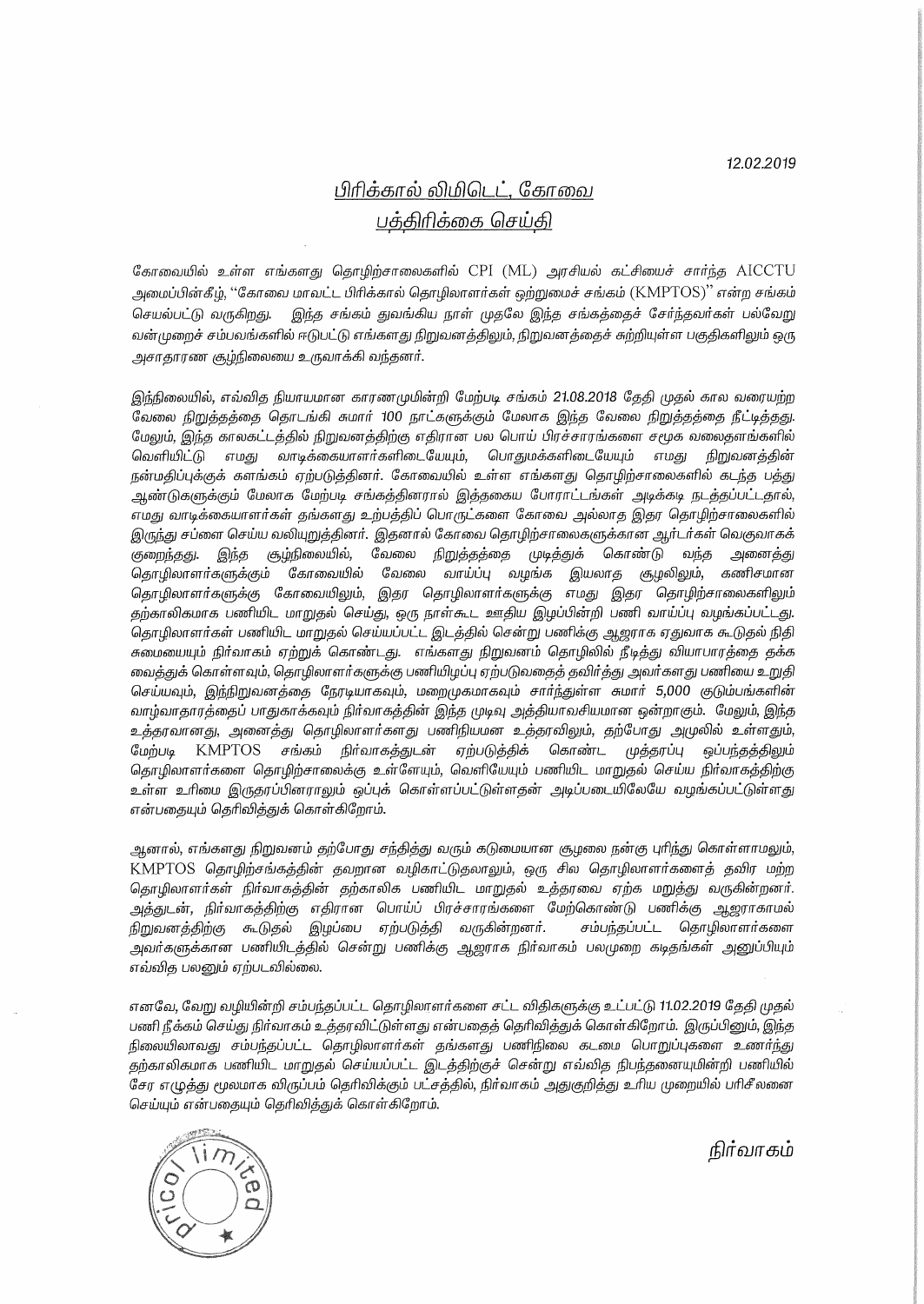12.02.2019

## பிரிக்கால் லிமிடெட், கோவை
## பத்திரிக்கை செய்தி

*கோவையில் உள்ள எங்களது தொழிற்சாலைகளில் CPI (ML) அரசியல் கட்சியைச் சார்ந்த AICCTU அமைப்பின்கீழ், "கோவை மாவட்ட பிரிக்கால் தொழிலாளர்கள் ஒற்றுமைச் சங்கம் (KMPTOS)" என்ற சங்கம் செயல்பட்டு வருகிறது. இந்த சங்கம் துவங்கிய நாள் முதலே இந்த சங்கத்தைச் சேர்ந்தவர்கள் பல்வேறு வன்முறைச் சம்பவங்களில் ஈடுபட்டு எங்களது நிறுவனத்திலும், நிறுவனத்தைச் சுற்றியுள்ள பகுதிகளிலும் ஒரு அசாதாரண சூழ்நிலையை உருவாக்கி வந்தனர்.*

*இந்நிலையில், எவ்வித நியாயமான காரணமுமின்றி மேற்படி சங்கம் 21.08.2018 தேதி முதல் கால வரையற்ற வேலை நிறுத்தத்தை தொடங்கி சுமார் 100 நாட்களுக்கும் மேலாக இந்த வேலை நிறுத்தத்தை நீட்டித்தது. மேலும், இந்த காலகட்டத்தில் நிறுவனத்திற்கு எதிரான பல பொய் பிரச்சாரங்களை சமூக வலைதளங்களில் வெளியிட்டு எமது வாடிக்கையாளர்களிடையேயும், பொதுமக்களிடையேயும் எமது நிறுவனத்தின் நன்மதிப்புக்குக் களங்கம் ஏற்படுத்தினர். கோவையில் உள்ள எங்களது தொழிற்சாலைகளில் கடந்த பத்து ஆண்டுகளுக்கும் மேலாக மேற்படி சங்கத்தினரால் இத்தகைய போராட்டங்கள் அடிக்கடி நடத்தப்பட்டதால், எமது வாடிக்கையாளர்கள் தங்களது உற்பத்திப் பொருட்களை கோவை அல்லாத இதர தொழிற்சாலைகளில் இருந்து சப்ளை செய்ய வலியுறுத்தினர். இதனால் கோவை தொழிற்சாலைகளுக்கான ஆர்டர்கள் வெகுவாகக் குறைந்தது. இந்த சூழ்நிலையில், வேலை நிறுத்தத்தை முடித்துக் கொண்டு வந்த அனைத்து தொழிலாளர்களுக்கும் கோவையில் வேலை வாய்ப்பு வழங்க இயலாத சூழலிலும், கணிசமான தொழிலாளர்களுக்கு கோவையிலும், இதர தொழிலாளர்களுக்கு எமது இதர தொழிற்சாலைகளிலும் தற்காலிகமாக பணியிட மாறுதல் செய்து, ஒரு நாள்கூட ஊதிய இழப்பின்றி பணி வாய்ப்பு வழங்கப்பட்டது. தொழிலாளர்கள் பணியிட மாறுதல் செய்யப்பட்ட இடத்தில் சென்று பணிக்கு ஆஜராக ஏதுவாக கூடுதல் நிதி சுமையையும் நிர்வாகம் ஏற்றுக் கொண்டது. எங்களது நிறுவனம் தொழிலில் நீடித்து வியாபாரத்தை தக்க வைத்துக் கொள்ளவும், தொழிலாளர்களுக்கு பணியிழப்பு ஏற்படுவதைத் தவிர்த்து அவர்களது பணியை உறுதி செய்யவும், இந்நிறுவனத்தை நேரடியாகவும், மறைமுகமாகவும் சார்ந்துள்ள சுமார் 5,000 குடும்பங்களின் வாழ்வாதாரத்தைப் பாதுகாக்கவும் நிர்வாகத்தின் இந்த முடிவு அத்தியாவசியமான ஒன்றாகும். மேலும், இந்த உத்தரவானது, அனைத்து தொழிலாளர்களது பணிநியமன உத்தரவிலும், தற்போது அமுலில் உள்ளதும், மேற்படி KMPTOS சங்கம் நிர்வாகத்துடன் ஏற்படுத்திக் கொண்ட முத்தரப்பு ஒப்பந்தத்திலும் தொழிலாளர்களை தொழிற்சாலைக்கு உள்ளேயும், வெளியேயும் பணியிட மாறுதல் செய்ய நிர்வாகத்திற்கு உள்ள உரிமை இருதரப்பினராலும் ஒப்புக் கொள்ளப்பட்டுள்ளதன் அடிப்படையிலேயே வழங்கப்பட்டுள்ளது என்பதையும் தெரிவித்துக் கொள்கிறோம்.*

*ஆனால், எங்களது நிறுவனம் தற்போது சந்தித்து வரும் கடுமையான சூழலை நன்கு புரிந்து கொள்ளாமலும், KMPTOS தொழிற்சங்கத்தின் தவறான வழிகாட்டுதலாலும், ஒரு சில தொழிலாளர்களைத் தவிர மற்ற தொழிலாளர்கள் நிர்வாகத்தின் தற்காலிக பணியிட மாறுதல் உத்தரவை ஏற்க மறுத்து வருகின்றனர். அத்துடன், நிர்வாகத்திற்கு எதிரான பொய்ப் பிரச்சாரங்களை மேற்கொண்டு பணிக்கு ஆஜராகாமல் நிறுவனத்திற்கு கூடுதல் இழப்பை ஏற்படுத்தி வருகின்றனர். சம்பந்தப்பட்ட தொழிலாளர்களை அவர்களுக்கான பணியிடத்தில் சென்று பணிக்கு ஆஜராக நிர்வாகம் பலமுறை கடிதங்கள் அனுப்பியும் எவ்வித பலனும் ஏற்படவில்லை.*

*எனவே, வேறு வழியின்றி சம்பந்தப்பட்ட தொழிலாளர்களை சட்ட விதிகளுக்கு உட்பட்டு 11.02.2019 தேதி முதல் பணி நீக்கம் செய்து நிர்வாகம் உத்தரவிட்டுள்ளது என்பதைத் தெரிவித்துக் கொள்கிறோம். இருப்பினும், இந்த நிலையிலாவது சம்பந்தப்பட்ட தொழிலாளர்கள் தங்களது பணிநிலை கடமை பொறுப்புகளை உணர்ந்து தற்காலிகமாக பணியிட மாறுதல் செய்யப்பட்ட இடத்திற்குச் சென்று எவ்வித நிபந்தனையுமின்றி பணியில் சேர எழுத்து மூலமாக விருப்பம் தெரிவிக்கும் பட்சத்தில், நிர்வாகம் அதுகுறித்து உரிய முறையில் பரிசீலனை செய்யும் என்பதையும் தெரிவித்துக் கொள்கிறோம்.*

*நிர்வாகம்*